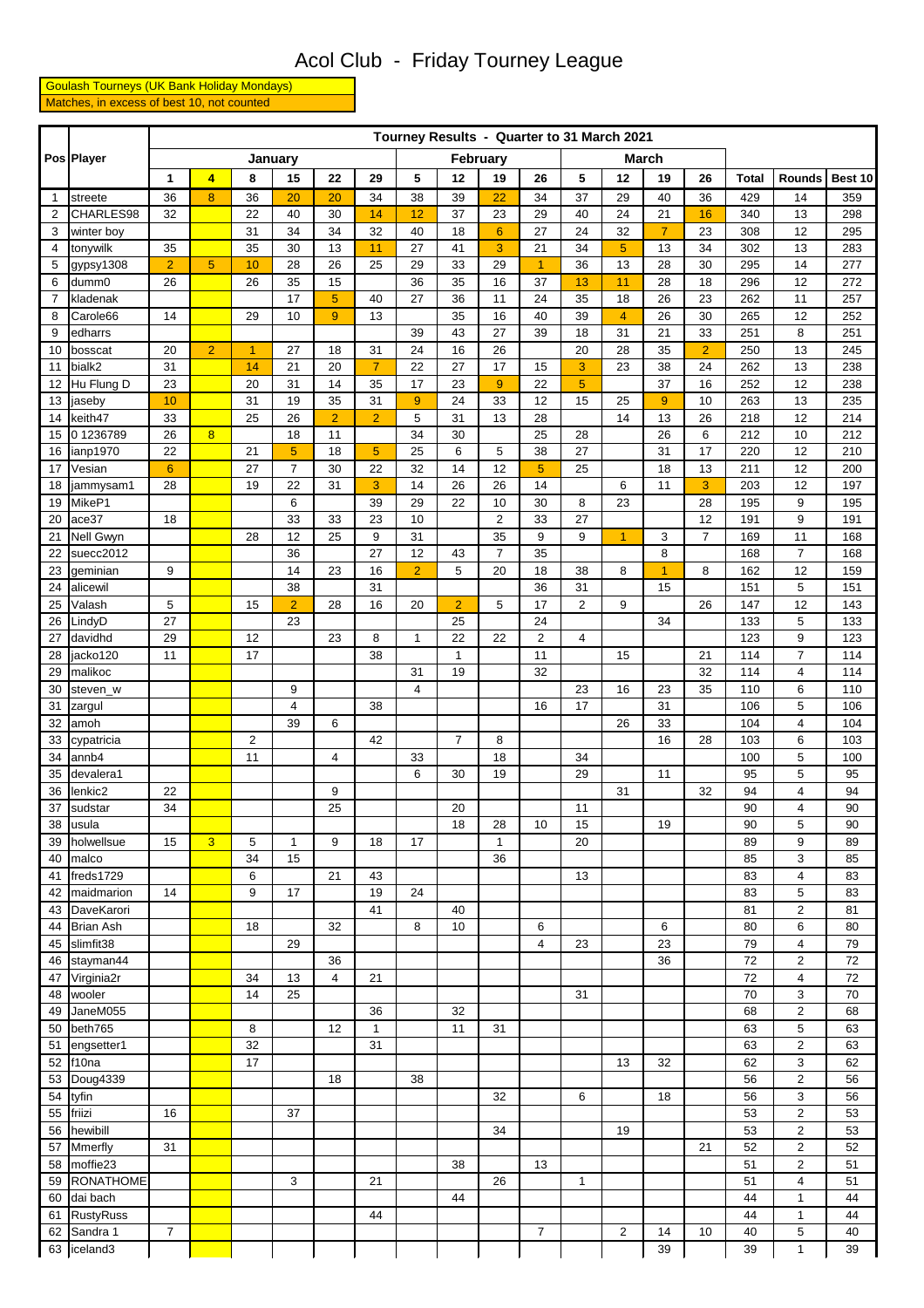# Acol Club - Friday Tourney League

Goulash Tourneys (UK Bank Holiday Mondays)

Matches, in excess of best 10, not counted

| Pos | Player | Tourney Results - Quarter to 31 March 2021 | | | | | | | | | | | | | | | | | | |
|---|---|---|---|---|---|---|---|---|---|---|---|---|---|---|---|---|---|---|---|---|
| | | January | | | | | | February | | | | March | | | | | | | | |
| | | 1 | 4 | 8 | 15 | 22 | 29 | 5 | 12 | 19 | 26 | 5 | 12 | 19 | 26 | Total | Rounds | Best 10 |
| 1 | streete | 36 | 8 | 36 | 20 | 20 | 34 | 38 | 39 | 22 | 34 | 37 | 29 | 40 | 36 | 429 | 14 | 359 |
| 2 | CHARLES98 | 32 | | 22 | 40 | 30 | 14 | 12 | 37 | 23 | 29 | 40 | 24 | 21 | 16 | 340 | 13 | 298 |
| 3 | winter boy | | | 31 | 34 | 34 | 32 | 40 | 18 | 6 | 27 | 24 | 32 | 7 | 23 | 308 | 12 | 295 |
| 4 | tonywilk | 35 | | 35 | 30 | 13 | 11 | 27 | 41 | 3 | 21 | 34 | 5 | 13 | 34 | 302 | 13 | 283 |
| 5 | gypsy1308 | 2 | 5 | 10 | 28 | 26 | 25 | 29 | 33 | 29 | 1 | 36 | 13 | 28 | 30 | 295 | 14 | 277 |
| 6 | dumm0 | 26 | | 26 | 35 | 15 | | 36 | 35 | 16 | 37 | 13 | 11 | 28 | 18 | 296 | 12 | 272 |
| 7 | kladenak | | | | 17 | 5 | 40 | 27 | 36 | 11 | 24 | 35 | 18 | 26 | 23 | 262 | 11 | 257 |
| 8 | Carole66 | 14 | | 29 | 10 | 9 | 13 | | 35 | 16 | 40 | 39 | 4 | 26 | 30 | 265 | 12 | 252 |
| 9 | edharrs | | | | | | | 39 | 43 | 27 | 39 | 18 | 31 | 21 | 33 | 251 | 8 | 251 |
| 10 | bosscat | 20 | 2 | 1 | 27 | 18 | 31 | 24 | 16 | 26 | | 20 | 28 | 35 | 2 | 250 | 13 | 245 |
| 11 | bialk2 | 31 | | 14 | 21 | 20 | 7 | 22 | 27 | 17 | 15 | 3 | 23 | 38 | 24 | 262 | 13 | 238 |
| 12 | Hu Flung D | 23 | | 20 | 31 | 14 | 35 | 17 | 23 | 9 | 22 | 5 | | 37 | 16 | 252 | 12 | 238 |
| 13 | jaseby | 10 | | 31 | 19 | 35 | 31 | 9 | 24 | 33 | 12 | 15 | 25 | 9 | 10 | 263 | 13 | 235 |
| 14 | keith47 | 33 | | 25 | 26 | 2 | 2 | 5 | 31 | 13 | 28 | | 14 | 13 | 26 | 218 | 12 | 214 |
| 15 | 0 1236789 | 26 | 8 | | 18 | 11 | | 34 | 30 | | 25 | 28 | | 26 | 6 | 212 | 10 | 212 |
| 16 | ianp1970 | 22 | | 21 | 5 | 18 | 5 | 25 | 6 | 5 | 38 | 27 | | 31 | 17 | 220 | 12 | 210 |
| 17 | Vesian | 6 | | 27 | 7 | 30 | 22 | 32 | 14 | 12 | 5 | 25 | | 18 | 13 | 211 | 12 | 200 |
| 18 | jammysam1 | 28 | | 19 | 22 | 31 | 3 | 14 | 26 | 26 | 14 | | 6 | 11 | 3 | 203 | 12 | 197 |
| 19 | MikeP1 | | | | 6 | | 39 | 29 | 22 | 10 | 30 | 8 | 23 | | 28 | 195 | 9 | 195 |
| 20 | ace37 | 18 | | | 33 | 33 | 23 | 10 | | 2 | 33 | 27 | | | 12 | 191 | 9 | 191 |
| 21 | Nell Gwyn | | | 28 | 12 | 25 | 9 | 31 | | 35 | 9 | 9 | 1 | 3 | 7 | 169 | 11 | 168 |
| 22 | suecc2012 | | | | 36 | | 27 | 12 | 43 | 7 | 35 | | | 8 | | 168 | 7 | 168 |
| 23 | geminian | 9 | | | 14 | 23 | 16 | 2 | 5 | 20 | 18 | 38 | 8 | 1 | 8 | 162 | 12 | 159 |
| 24 | alicewil | | | | 38 | | 31 | | | | 36 | 31 | | 15 | | 151 | 5 | 151 |
| 25 | Valash | 5 | | 15 | 2 | 28 | 16 | 20 | 2 | 5 | 17 | 2 | 9 | | 26 | 147 | 12 | 143 |
| 26 | LindyD | 27 | | | 23 | | | | 25 | | 24 | | | 34 | | 133 | 5 | 133 |
| 27 | davidhd | 29 | | 12 | | 23 | 8 | 1 | 22 | 22 | 2 | 4 | | | | 123 | 9 | 123 |
| 28 | jacko120 | 11 | | 17 | | | 38 | | 1 | | 11 | | 15 | | 21 | 114 | 7 | 114 |
| 29 | malikoc | | | | | | | 31 | 19 | | 32 | | | | 32 | 114 | 4 | 114 |
| 30 | steven_w | | | | 9 | | | 4 | | | | 23 | 16 | 23 | 35 | 110 | 6 | 110 |
| 31 | zargul | | | | 4 | | 38 | | | | 16 | 17 | | 31 | | 106 | 5 | 106 |
| 32 | amoh | | | | 39 | 6 | | | | | | | 26 | 33 | | 104 | 4 | 104 |
| 33 | cypatricia | | | 2 | | | 42 | | 7 | 8 | | | | 16 | 28 | 103 | 6 | 103 |
| 34 | annb4 | | | 11 | | 4 | | 33 | | 18 | | 34 | | | | 100 | 5 | 100 |
| 35 | devalera1 | | | | | | | 6 | 30 | 19 | | 29 | | 11 | | 95 | 5 | 95 |
| 36 | lenkic2 | 22 | | | | 9 | | | | | | | 31 | | 32 | 94 | 4 | 94 |
| 37 | sudstar | 34 | | | | 25 | | | 20 | | | 11 | | | | 90 | 4 | 90 |
| 38 | usula | | | | | | | | 18 | 28 | 10 | 15 | | 19 | | 90 | 5 | 90 |
| 39 | holwellsue | 15 | 3 | 5 | 1 | 9 | 18 | 17 | | 1 | | 20 | | | | 89 | 9 | 89 |
| 40 | malco | | | 34 | 15 | | | | | 36 | | | | | | 85 | 3 | 85 |
| 41 | freds1729 | | | 6 | | 21 | 43 | | | | | 13 | | | | 83 | 4 | 83 |
| 42 | maidmarion | 14 | | 9 | 17 | | 19 | 24 | | | | | | | | 83 | 5 | 83 |
| 43 | DaveKarori | | | | | | 41 | | 40 | | | | | | | 81 | 2 | 81 |
| 44 | Brian Ash | | | 18 | | 32 | | 8 | 10 | | 6 | | | 6 | | 80 | 6 | 80 |
| 45 | slimfit38 | | | | 29 | | | | | | 4 | 23 | | 23 | | 79 | 4 | 79 |
| 46 | stayman44 | | | | | 36 | | | | | | | | 36 | | 72 | 2 | 72 |
| 47 | Virginia2r | | | 34 | 13 | 4 | 21 | | | | | | | | | 72 | 4 | 72 |
| 48 | wooler | | | 14 | 25 | | | | | | | 31 | | | | 70 | 3 | 70 |
| 49 | JaneM055 | | | | | | 36 | | 32 | | | | | | | 68 | 2 | 68 |
| 50 | beth765 | | | 8 | | 12 | 1 | | 11 | 31 | | | | | | 63 | 5 | 63 |
| 51 | engsetter1 | | | 32 | | | 31 | | | | | | | | | 63 | 2 | 63 |
| 52 | f10na | | | 17 | | | | | | | | | 13 | 32 | | 62 | 3 | 62 |
| 53 | Doug4339 | | | | | 18 | | 38 | | | | | | | | 56 | 2 | 56 |
| 54 | tyfin | | | | | | | | | 32 | | 6 | | 18 | | 56 | 3 | 56 |
| 55 | friizi | 16 | | | 37 | | | | | | | | | | | 53 | 2 | 53 |
| 56 | hewibill | | | | | | | | | 34 | | | 19 | | | 53 | 2 | 53 |
| 57 | Mmerfly | 31 | | | | | | | | | | | | | 21 | 52 | 2 | 52 |
| 58 | moffie23 | | | | | | | | 38 | | 13 | | | | | 51 | 2 | 51 |
| 59 | RONATHOME | | | | 3 | | 21 | | | 26 | | 1 | | | | 51 | 4 | 51 |
| 60 | dai bach | | | | | | | | 44 | | | | | | | 44 | 1 | 44 |
| 61 | RustyRuss | | | | | | 44 | | | | | | | | | 44 | 1 | 44 |
| 62 | Sandra 1 | 7 | | | | | | | | | 7 | | 2 | 14 | 10 | 40 | 5 | 40 |
| 63 | iceland3 | | | | | | | | | | | | | 39 | | 39 | 1 | 39 |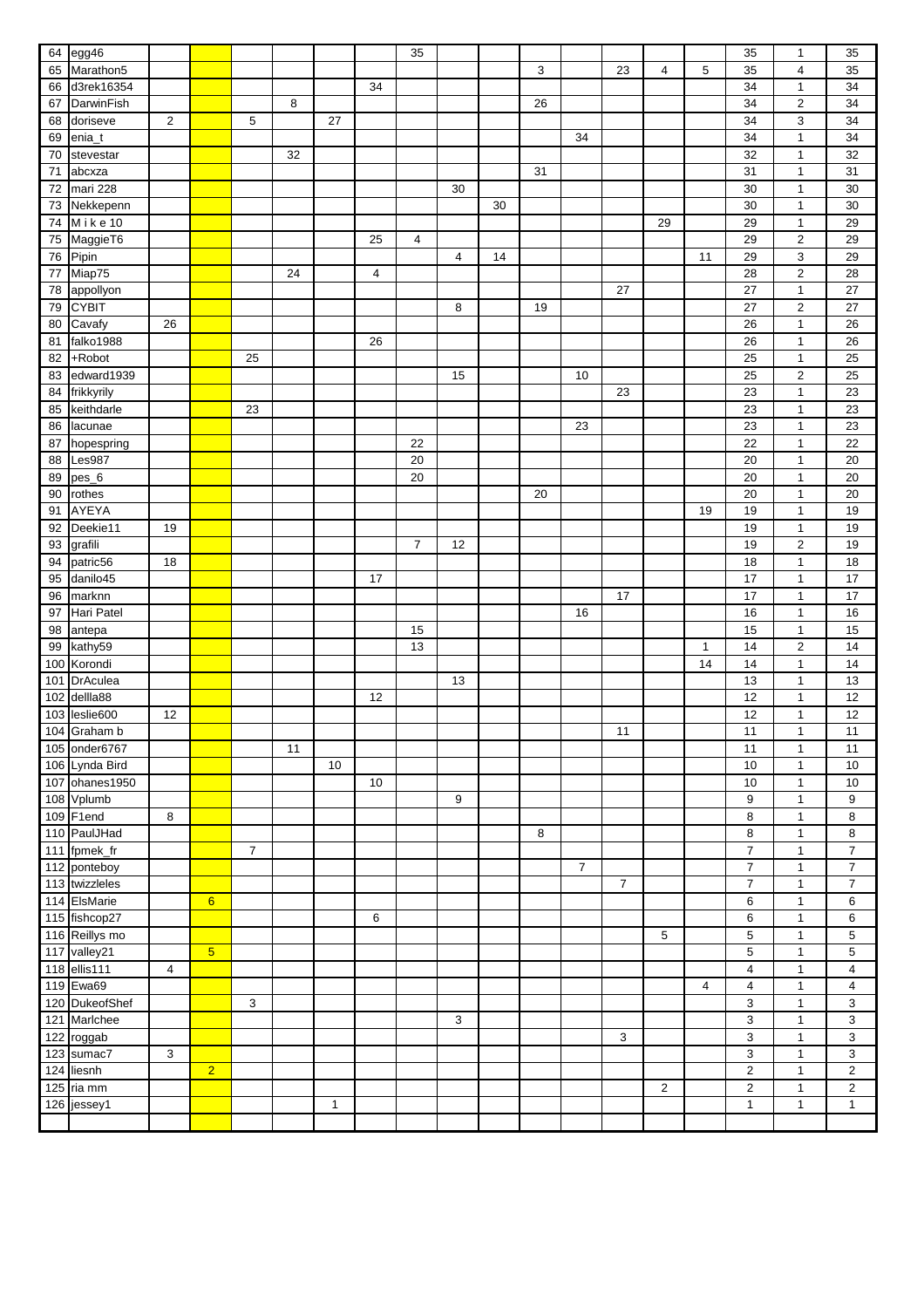| | | | | | | | | | | | | | | | | | | |
|---|---|---|---|---|---|---|---|---|---|---|---|---|---|---|---|---|---|---|
| 64 | egg46 | | | | | | | 35 | | | | | | | | 35 | 1 | 35 |
| 65 | Marathon5 | | | | | | | | | | 3 | | 23 | 4 | 5 | 35 | 4 | 35 |
| 66 | d3rek16354 | | | | | | 34 | | | | | | | | | 34 | 1 | 34 |
| 67 | DarwinFish | | | | 8 | | | | | | 26 | | | | | 34 | 2 | 34 |
| 68 | doriseve | 2 | | 5 | | 27 | | | | | | | | | | 34 | 3 | 34 |
| 69 | enia_t | | | | | | | | | | | 34 | | | | 34 | 1 | 34 |
| 70 | stevestar | | | | 32 | | | | | | | | | | | 32 | 1 | 32 |
| 71 | abcxza | | | | | | | | | | 31 | | | | | 31 | 1 | 31 |
| 72 | mari 228 | | | | | | | | 30 | | | | | | | 30 | 1 | 30 |
| 73 | Nekkepenn | | | | | | | | | 30 | | | | | | 30 | 1 | 30 |
| 74 | M i k e 10 | | | | | | | | | | | | | 29 | | 29 | 1 | 29 |
| 75 | MaggieT6 | | | | | | 25 | 4 | | | | | | | | 29 | 2 | 29 |
| 76 | Pipin | | | | | | | | 4 | 14 | | | | | 11 | 29 | 3 | 29 |
| 77 | Miap75 | | | | 24 | | 4 | | | | | | | | | 28 | 2 | 28 |
| 78 | appollyon | | | | | | | | | | | | 27 | | | 27 | 1 | 27 |
| 79 | CYBIT | | | | | | | | 8 | | 19 | | | | | 27 | 2 | 27 |
| 80 | Cavafy | 26 | | | | | | | | | | | | | | 26 | 1 | 26 |
| 81 | falko1988 | | | | | | 26 | | | | | | | | | 26 | 1 | 26 |
| 82 | +Robot | | | 25 | | | | | | | | | | | | 25 | 1 | 25 |
| 83 | edward1939 | | | | | | | | 15 | | | 10 | | | | 25 | 2 | 25 |
| 84 | frikkyrily | | | | | | | | | | | | 23 | | | 23 | 1 | 23 |
| 85 | keithdarle | | | 23 | | | | | | | | | | | | 23 | 1 | 23 |
| 86 | lacunae | | | | | | | | | | | 23 | | | | 23 | 1 | 23 |
| 87 | hopespring | | | | | | | 22 | | | | | | | | 22 | 1 | 22 |
| 88 | Les987 | | | | | | | 20 | | | | | | | | 20 | 1 | 20 |
| 89 | pes_6 | | | | | | | 20 | | | | | | | | 20 | 1 | 20 |
| 90 | rothes | | | | | | | | | | 20 | | | | | 20 | 1 | 20 |
| 91 | AYEYA | | | | | | | | | | | | | | 19 | 19 | 1 | 19 |
| 92 | Deekie11 | 19 | | | | | | | | | | | | | | 19 | 1 | 19 |
| 93 | grafili | | | | | | | 7 | 12 | | | | | | | 19 | 2 | 19 |
| 94 | patric56 | 18 | | | | | | | | | | | | | | 18 | 1 | 18 |
| 95 | danilo45 | | | | | | 17 | | | | | | | | | 17 | 1 | 17 |
| 96 | marknn | | | | | | | | | | | | 17 | | | 17 | 1 | 17 |
| 97 | Hari Patel | | | | | | | | | | | 16 | | | | 16 | 1 | 16 |
| 98 | antepa | | | | | | | 15 | | | | | | | | 15 | 1 | 15 |
| 99 | kathy59 | | | | | | | 13 | | | | | | | 1 | 14 | 2 | 14 |
| 100 | Korondi | | | | | | | | | | | | | | 14 | 14 | 1 | 14 |
| 101 | DrAculea | | | | | | | | 13 | | | | | | | 13 | 1 | 13 |
| 102 | dellla88 | | | | | | 12 | | | | | | | | | 12 | 1 | 12 |
| 103 | leslie600 | 12 | | | | | | | | | | | | | | 12 | 1 | 12 |
| 104 | Graham b | | | | | | | | | | | | 11 | | | 11 | 1 | 11 |
| 105 | onder6767 | | | | 11 | | | | | | | | | | | 11 | 1 | 11 |
| 106 | Lynda Bird | | | | | 10 | | | | | | | | | | 10 | 1 | 10 |
| 107 | ohanes1950 | | | | | | 10 | | | | | | | | | 10 | 1 | 10 |
| 108 | Vplumb | | | | | | | | 9 | | | | | | | 9 | 1 | 9 |
| 109 | F1end | 8 | | | | | | | | | | | | | | 8 | 1 | 8 |
| 110 | PaulJHad | | | | | | | | | | 8 | | | | | 8 | 1 | 8 |
| 111 | fpmek_fr | | | 7 | | | | | | | | | | | | 7 | 1 | 7 |
| 112 | ponteboy | | | | | | | | | | | 7 | | | | 7 | 1 | 7 |
| 113 | twizzleles | | | | | | | | | | | | 7 | | | 7 | 1 | 7 |
| 114 | ElsMarie | | 6 | | | | | | | | | | | | | 6 | 1 | 6 |
| 115 | fishcop27 | | | | | | 6 | | | | | | | | | 6 | 1 | 6 |
| 116 | Reillys mo | | | | | | | | | | | | | 5 | | 5 | 1 | 5 |
| 117 | valley21 | | 5 | | | | | | | | | | | | | 5 | 1 | 5 |
| 118 | ellis111 | 4 | | | | | | | | | | | | | | 4 | 1 | 4 |
| 119 | Ewa69 | | | | | | | | | | | | | | 4 | 4 | 1 | 4 |
| 120 | DukeofShef | | | 3 | | | | | | | | | | | | 3 | 1 | 3 |
| 121 | Marlchee | | | | | | | | 3 | | | | | | | 3 | 1 | 3 |
| 122 | roggab | | | | | | | | | | | | 3 | | | 3 | 1 | 3 |
| 123 | sumac7 | 3 | | | | | | | | | | | | | | 3 | 1 | 3 |
| 124 | liesnh | | 2 | | | | | | | | | | | | | 2 | 1 | 2 |
| 125 | ria mm | | | | | | | | | | | | | 2 | | 2 | 1 | 2 |
| 126 | jessey1 | | | | | 1 | | | | | | | | | | 1 | 1 | 1 |